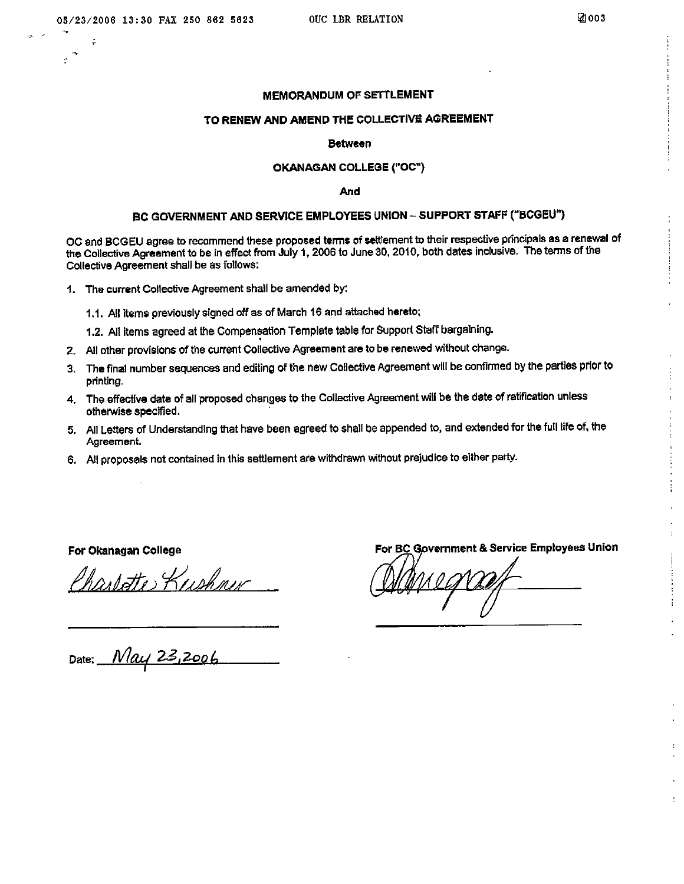# MEMORANDUM OF SETTLEMENT

## TO RENEW AND AMEND THE COLLECTIVE AGREEMENT

**Between**

**OKANAGAN COLLEGE ("OC")**

**And**

**BC GOVERNMENT AND SERVICE EMPLOYEES UNION – SUPPORT STAFF ("BCGEU")**

OC and BCGEU agree to recommend these proposed terms of settlement to their respective principals as a renewal of the Collective Agreement to be in effect from July 1, 2006 to June 30, 2010, both dates inclusive. The terms of the Collective Agreement shall be as follows:

1. The current Collective Agreement shall be amended by:
   1.1. All items previously signed off as of March 16 and attached hereto;
   1.2. All items agreed at the Compensation Template table for Support Staff bargaining.
2. All other provisions of the current Collective Agreement are to be renewed without change.
3. The final number sequences and editing of the new Collective Agreement will be confirmed by the parties prior to printing.
4. The effective date of all proposed changes to the Collective Agreement will be the date of ratification unless otherwise specified.
5. All Letters of Understanding that have been agreed to shall be appended to, and extended for the full life of, the Agreement.
6. All proposals not contained in this settlement are withdrawn without prejudice to either party.

**For Okanagan College**

Charlotte Kushner

**For BC Government & Service Employees Union**

[Signature]

Date: May 23, 2006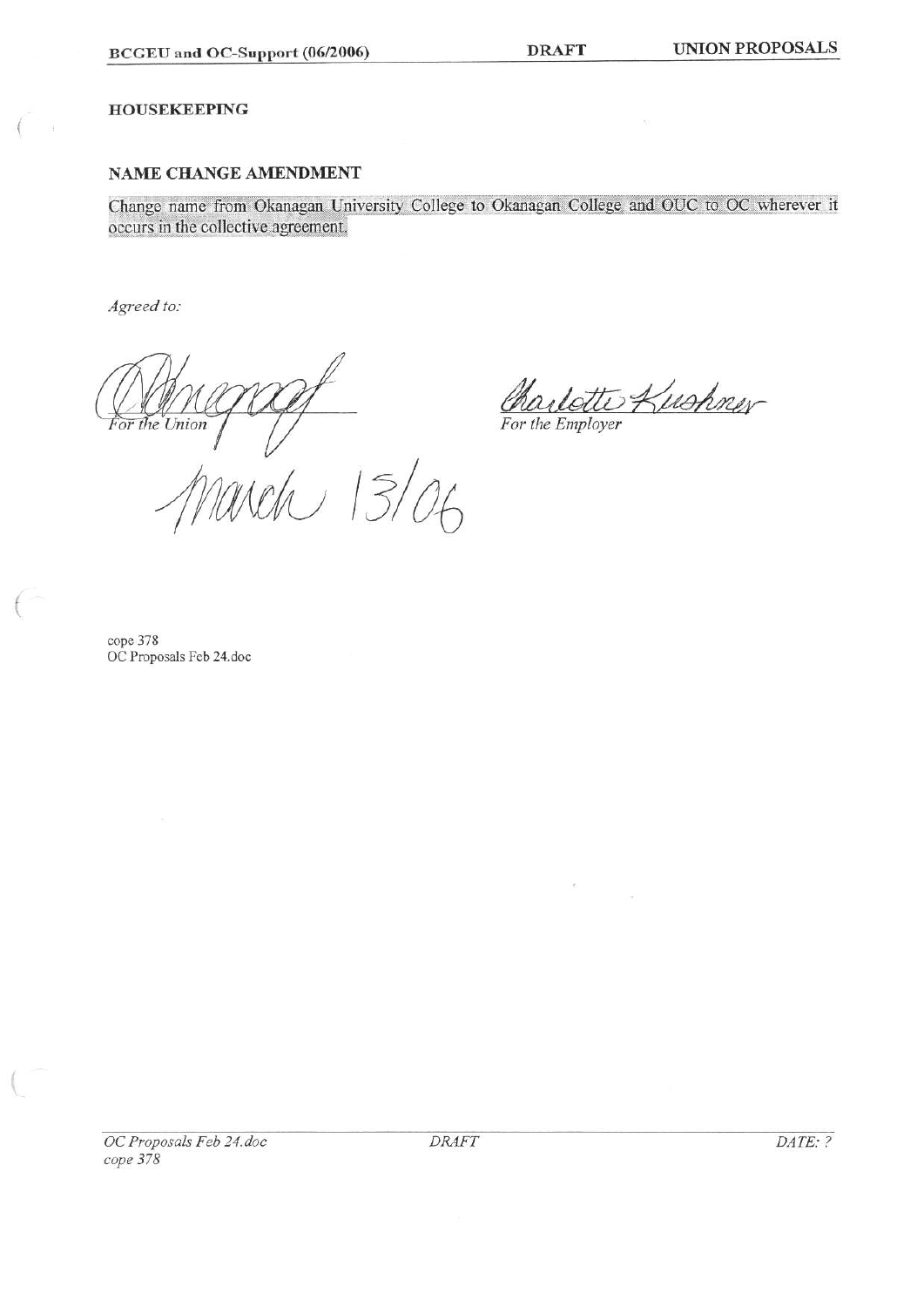## HOUSEKEEPING

### NAME CHANGE AMENDMENT

Change name from Okanagan University College to Okanagan College and OUC to OC wherever it occurs in the collective agreement.

*Agreed to:*

For the Union

March 13/06

Charlotte Kushner
For the Employer

cope 378
OC Proposals Feb 24.doc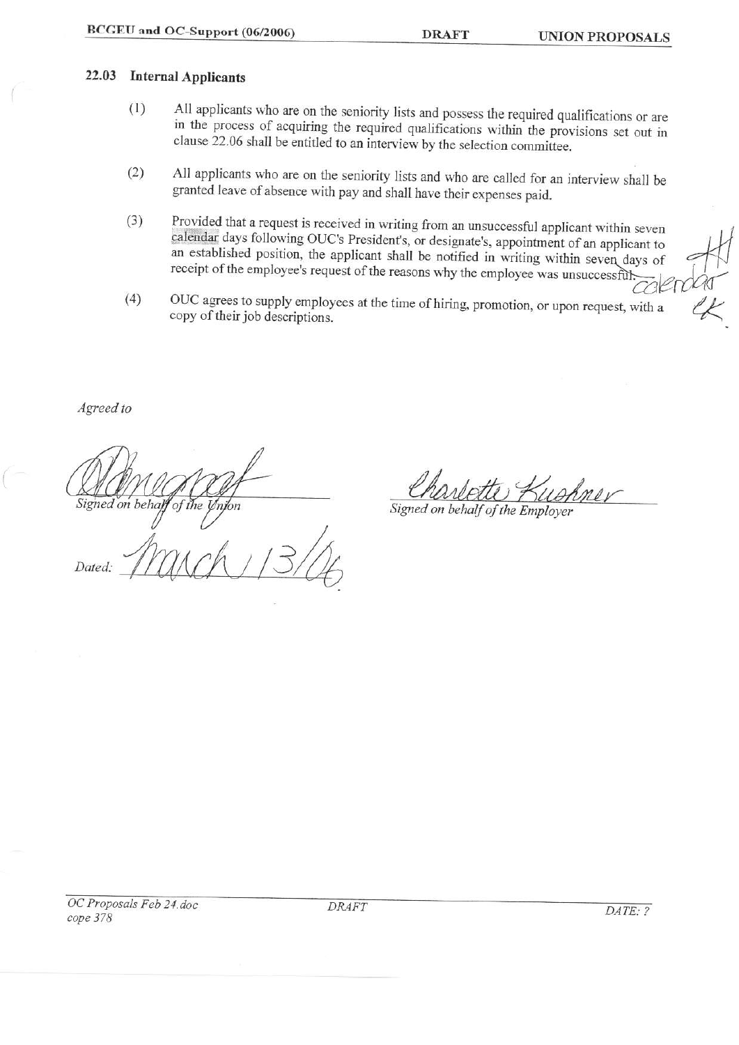## 22.03 Internal Applicants

(1) All applicants who are on the seniority lists and possess the required qualifications or are in the process of acquiring the required qualifications within the provisions set out in clause 22.06 shall be entitled to an interview by the selection committee.

(2) All applicants who are on the seniority lists and who are called for an interview shall be granted leave of absence with pay and shall have their expenses paid.

(3) Provided that a request is received in writing from an unsuccessful applicant within seven calendar days following OUC's President's, or designate's, appointment of an applicant to an established position, the applicant shall be notified in writing within seven calendar days of receipt of the employee's request of the reasons why the employee was unsuccessful.

(4) OUC agrees to supply employees at the time of hiring, promotion, or upon request, with a copy of their job descriptions.

*Agreed to*

*Signed on behalf of the Union*

Dated: March 13/06

Charlotte Kushner

*Signed on behalf of the Employer*

*OC Proposals Feb 24.doc*
*cope 378*

*DRAFT*

*DATE: ?*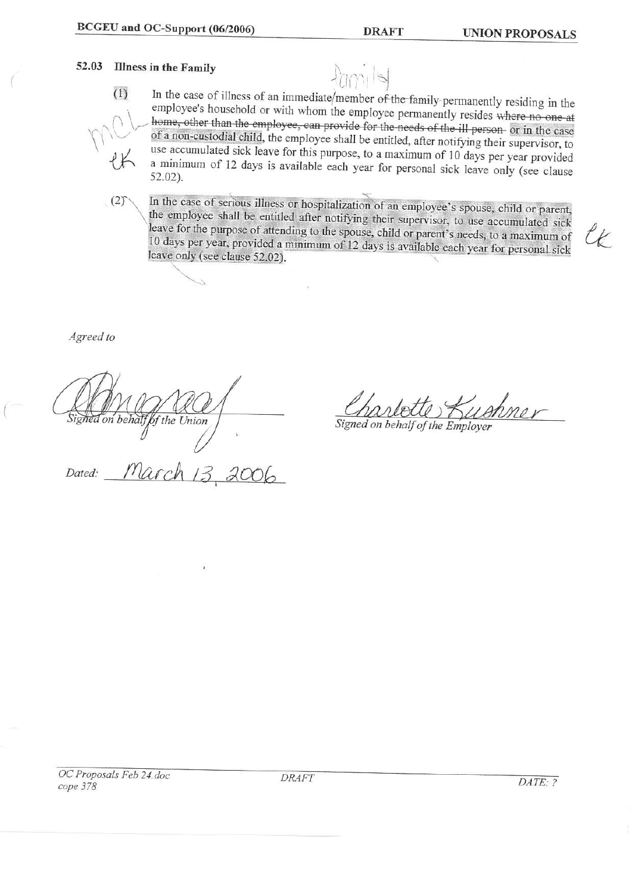## 52.03 Illness in the Family

(1) In the case of illness of an immediate family member ~~of the family~~ permanently residing in the employee's household or with whom the employee permanently resides ~~where no one at home, other than the employee, can provide for the needs of the ill person~~ or in the case of a non-custodial child, the employee shall be entitled, after notifying their supervisor, to use accumulated sick leave for this purpose, to a maximum of 10 days per year provided a minimum of 12 days is available each year for personal sick leave only (see clause 52.02).

(2) In the case of serious illness or hospitalization of an employee's spouse, child or parent, the employee shall be entitled after notifying their supervisor, to use accumulated sick leave for the purpose of attending to the spouse, child or parent's needs, to a maximum of 10 days per year, provided a minimum of 12 days is available each year for personal sick leave only (see clause 52.02).

*Agreed to*

_Signed on behalf of the Union_

Charlotte Kushner
_Signed on behalf of the Employer_

*Dated:* March 13, 2006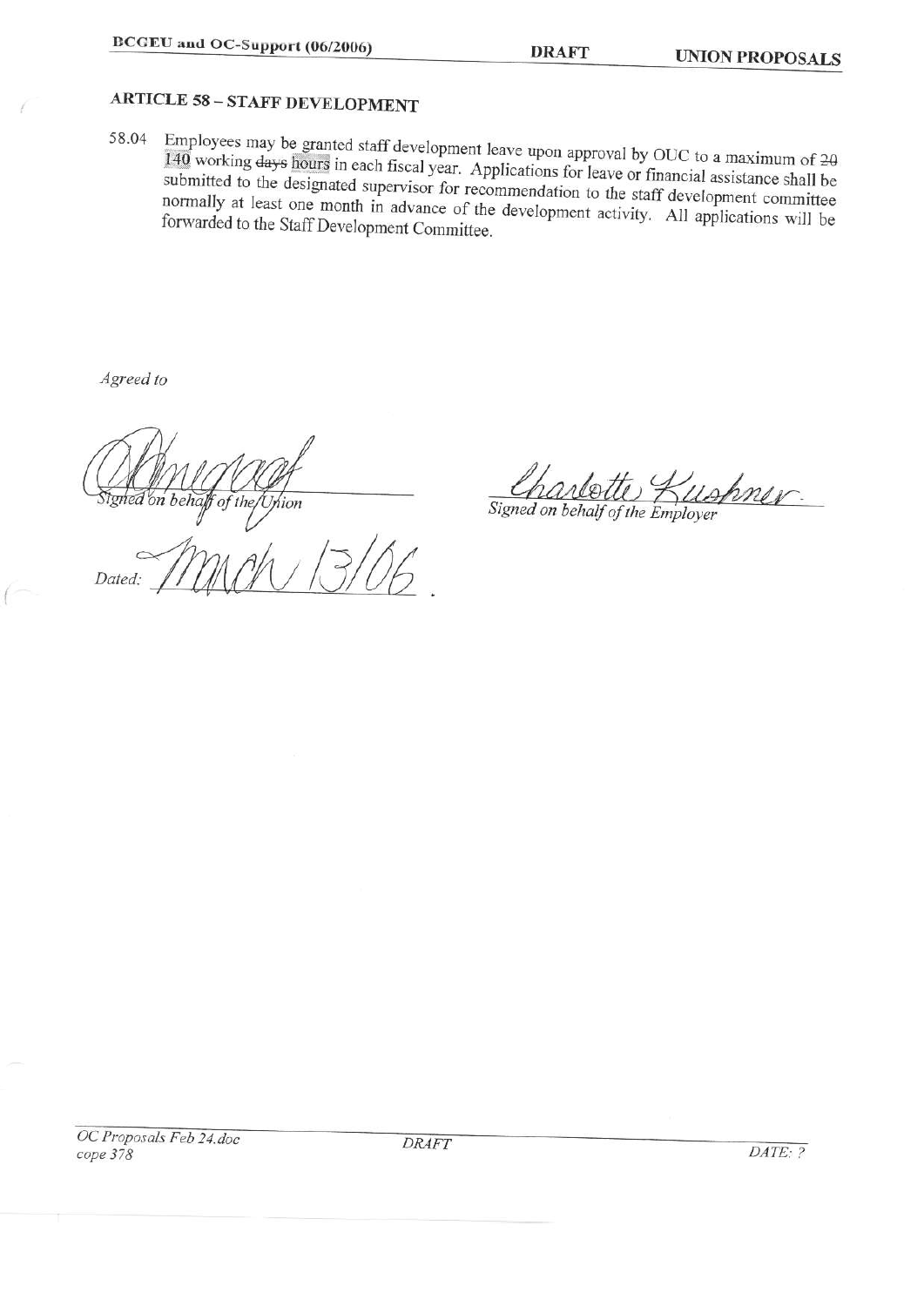## ARTICLE 58 – STAFF DEVELOPMENT

58.04 Employees may be granted staff development leave upon approval by OUC to a maximum of ~~20~~ 140 working ~~days~~ hours in each fiscal year. Applications for leave or financial assistance shall be submitted to the designated supervisor for recommendation to the staff development committee normally at least one month in advance of the development activity. All applications will be forwarded to the Staff Development Committee.

*Agreed to*

*Signed on behalf of the Union*

*Dated:* March 13/06

Charlotte Kushner

*Signed on behalf of the Employer*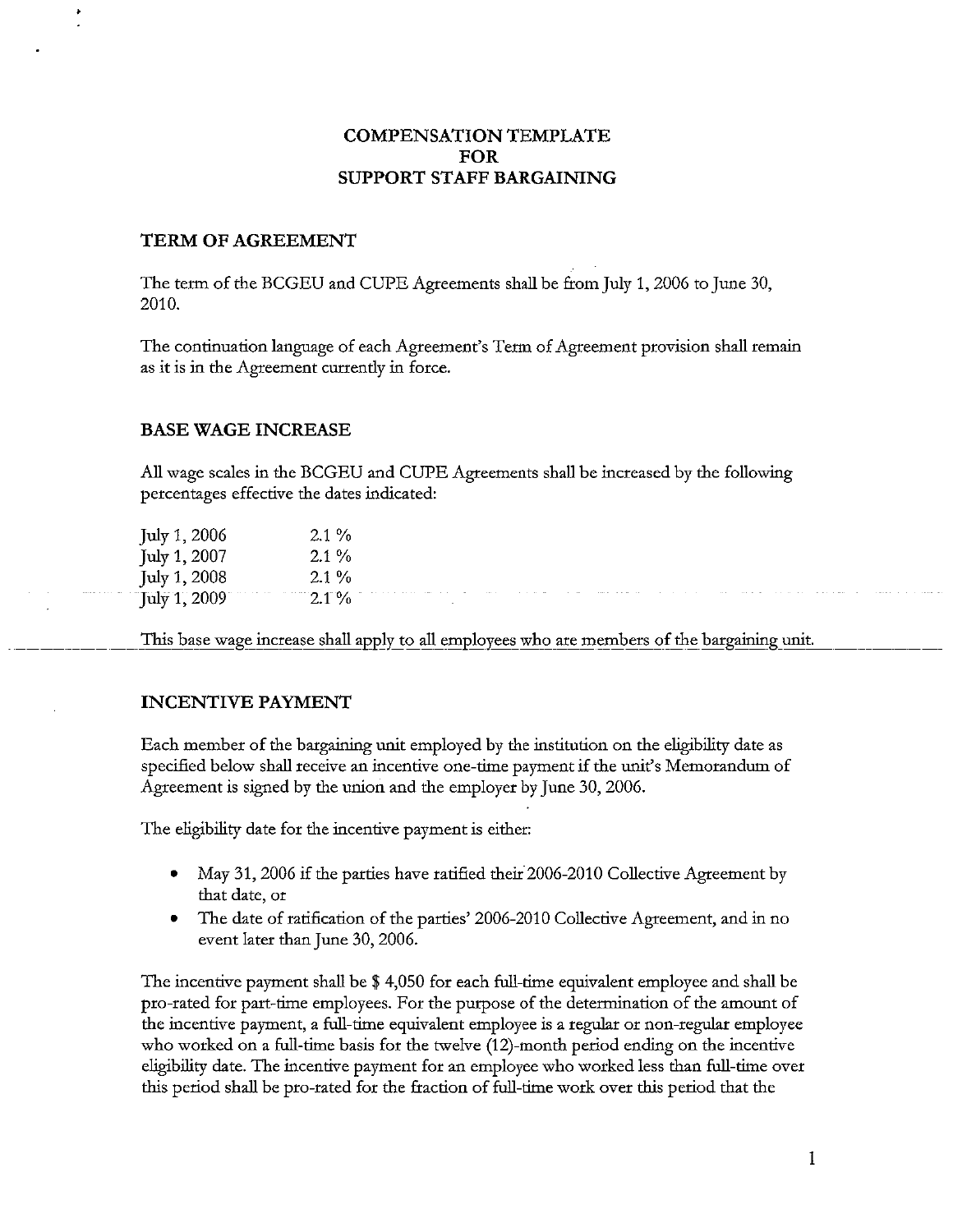# COMPENSATION TEMPLATE FOR SUPPORT STAFF BARGAINING

## TERM OF AGREEMENT

The term of the BCGEU and CUPE Agreements shall be from July 1, 2006 to June 30, 2010.

The continuation language of each Agreement's Term of Agreement provision shall remain as it is in the Agreement currently in force.

## BASE WAGE INCREASE

All wage scales in the BCGEU and CUPE Agreements shall be increased by the following percentages effective the dates indicated:

| | |
|---|---|
| July 1, 2006 | 2.1 % |
| July 1, 2007 | 2.1 % |
| July 1, 2008 | 2.1 % |
| July 1, 2009 | 2.1 % |

This base wage increase shall apply to all employees who are members of the bargaining unit.

## INCENTIVE PAYMENT

Each member of the bargaining unit employed by the institution on the eligibility date as specified below shall receive an incentive one-time payment if the unit's Memorandum of Agreement is signed by the union and the employer by June 30, 2006.

The eligibility date for the incentive payment is either:

- May 31, 2006 if the parties have ratified their 2006-2010 Collective Agreement by that date, or
- The date of ratification of the parties' 2006-2010 Collective Agreement, and in no event later than June 30, 2006.

The incentive payment shall be $ 4,050 for each full-time equivalent employee and shall be pro-rated for part-time employees. For the purpose of the determination of the amount of the incentive payment, a full-time equivalent employee is a regular or non-regular employee who worked on a full-time basis for the twelve (12)-month period ending on the incentive eligibility date. The incentive payment for an employee who worked less than full-time over this period shall be pro-rated for the fraction of full-time work over this period that the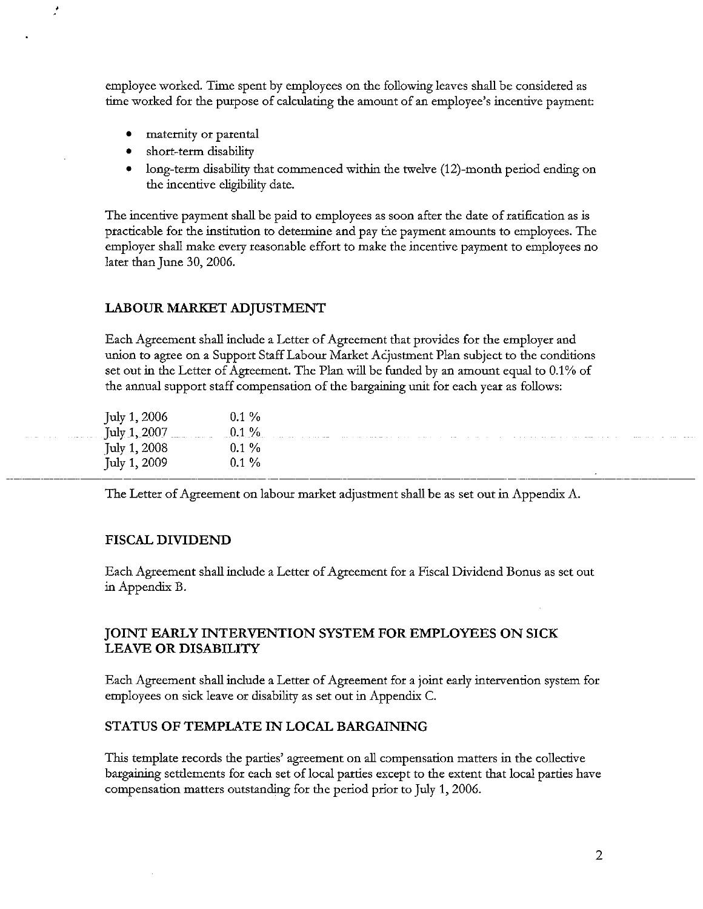employee worked. Time spent by employees on the following leaves shall be considered as time worked for the purpose of calculating the amount of an employee's incentive payment:

- maternity or parental
- short-term disability
- long-term disability that commenced within the twelve (12)-month period ending on the incentive eligibility date.

The incentive payment shall be paid to employees as soon after the date of ratification as is practicable for the institution to determine and pay the payment amounts to employees. The employer shall make every reasonable effort to make the incentive payment to employees no later than June 30, 2006.

## LABOUR MARKET ADJUSTMENT

Each Agreement shall include a Letter of Agreement that provides for the employer and union to agree on a Support Staff Labour Market Adjustment Plan subject to the conditions set out in the Letter of Agreement. The Plan will be funded by an amount equal to 0.1% of the annual support staff compensation of the bargaining unit for each year as follows:

| | |
|---|---|
| July 1, 2006 | 0.1 % |
| July 1, 2007 | 0.1 % |
| July 1, 2008 | 0.1 % |
| July 1, 2009 | 0.1 % |

The Letter of Agreement on labour market adjustment shall be as set out in Appendix A.

## FISCAL DIVIDEND

Each Agreement shall include a Letter of Agreement for a Fiscal Dividend Bonus as set out in Appendix B.

## JOINT EARLY INTERVENTION SYSTEM FOR EMPLOYEES ON SICK LEAVE OR DISABILITY

Each Agreement shall include a Letter of Agreement for a joint early intervention system for employees on sick leave or disability as set out in Appendix C.

## STATUS OF TEMPLATE IN LOCAL BARGAINING

This template records the parties' agreement on all compensation matters in the collective bargaining settlements for each set of local parties except to the extent that local parties have compensation matters outstanding for the period prior to July 1, 2006.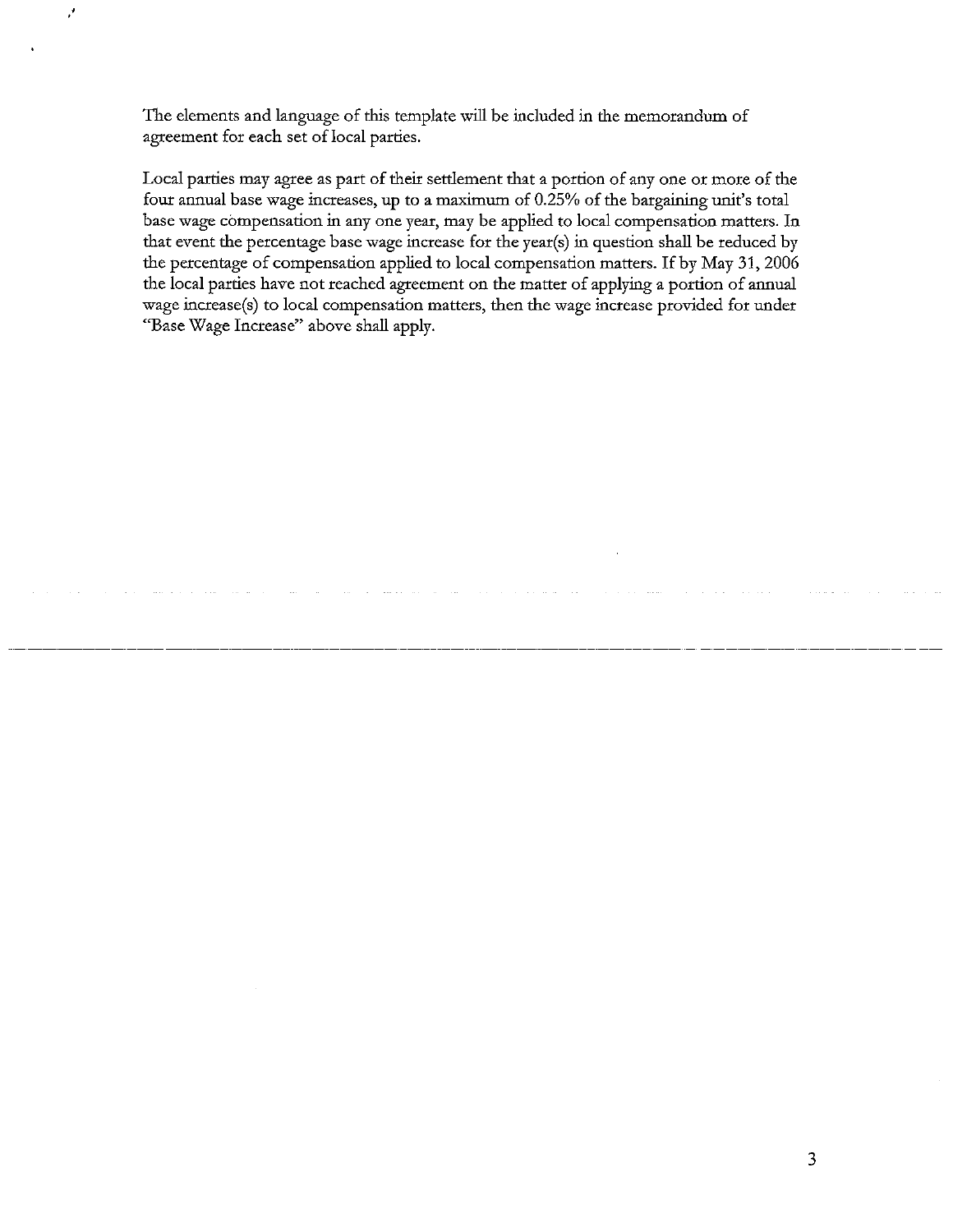The elements and language of this template will be included in the memorandum of agreement for each set of local parties.

Local parties may agree as part of their settlement that a portion of any one or more of the four annual base wage increases, up to a maximum of 0.25% of the bargaining unit's total base wage compensation in any one year, may be applied to local compensation matters. In that event the percentage base wage increase for the year(s) in question shall be reduced by the percentage of compensation applied to local compensation matters. If by May 31, 2006 the local parties have not reached agreement on the matter of applying a portion of annual wage increase(s) to local compensation matters, then the wage increase provided for under "Base Wage Increase" above shall apply.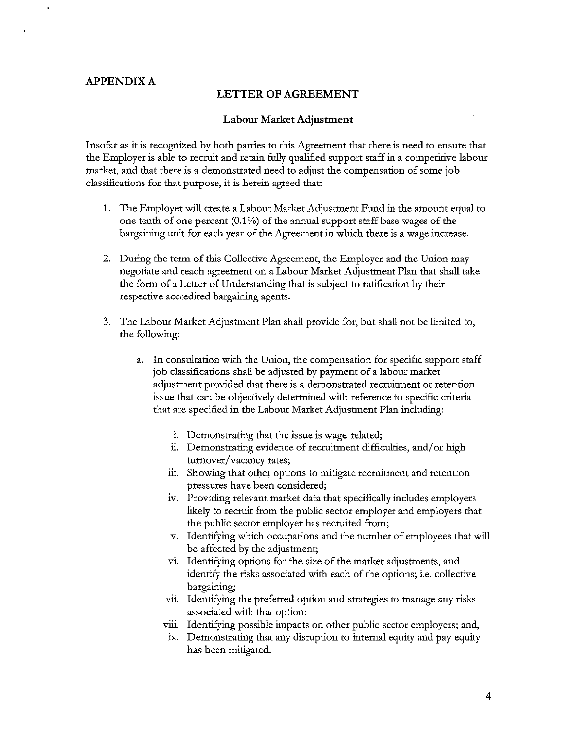## APPENDIX A

### LETTER OF AGREEMENT

#### Labour Market Adjustment

Insofar as it is recognized by both parties to this Agreement that there is need to ensure that the Employer is able to recruit and retain fully qualified support staff in a competitive labour market, and that there is a demonstrated need to adjust the compensation of some job classifications for that purpose, it is herein agreed that:

1. The Employer will create a Labour Market Adjustment Fund in the amount equal to one tenth of one percent (0.1%) of the annual support staff base wages of the bargaining unit for each year of the Agreement in which there is a wage increase.

2. During the term of this Collective Agreement, the Employer and the Union may negotiate and reach agreement on a Labour Market Adjustment Plan that shall take the form of a Letter of Understanding that is subject to ratification by their respective accredited bargaining agents.

3. The Labour Market Adjustment Plan shall provide for, but shall not be limited to, the following:

   a. In consultation with the Union, the compensation for specific support staff job classifications shall be adjusted by payment of a labour market adjustment provided that there is a demonstrated recruitment or retention issue that can be objectively determined with reference to specific criteria that are specified in the Labour Market Adjustment Plan including:

      i. Demonstrating that the issue is wage-related;
      ii. Demonstrating evidence of recruitment difficulties, and/or high turnover/vacancy rates;
      iii. Showing that other options to mitigate recruitment and retention pressures have been considered;
      iv. Providing relevant market data that specifically includes employers likely to recruit from the public sector employer and employers that the public sector employer has recruited from;
      v. Identifying which occupations and the number of employees that will be affected by the adjustment;
      vi. Identifying options for the size of the market adjustments, and identify the risks associated with each of the options; i.e. collective bargaining;
      vii. Identifying the preferred option and strategies to manage any risks associated with that option;
      viii. Identifying possible impacts on other public sector employers; and,
      ix. Demonstrating that any disruption to internal equity and pay equity has been mitigated.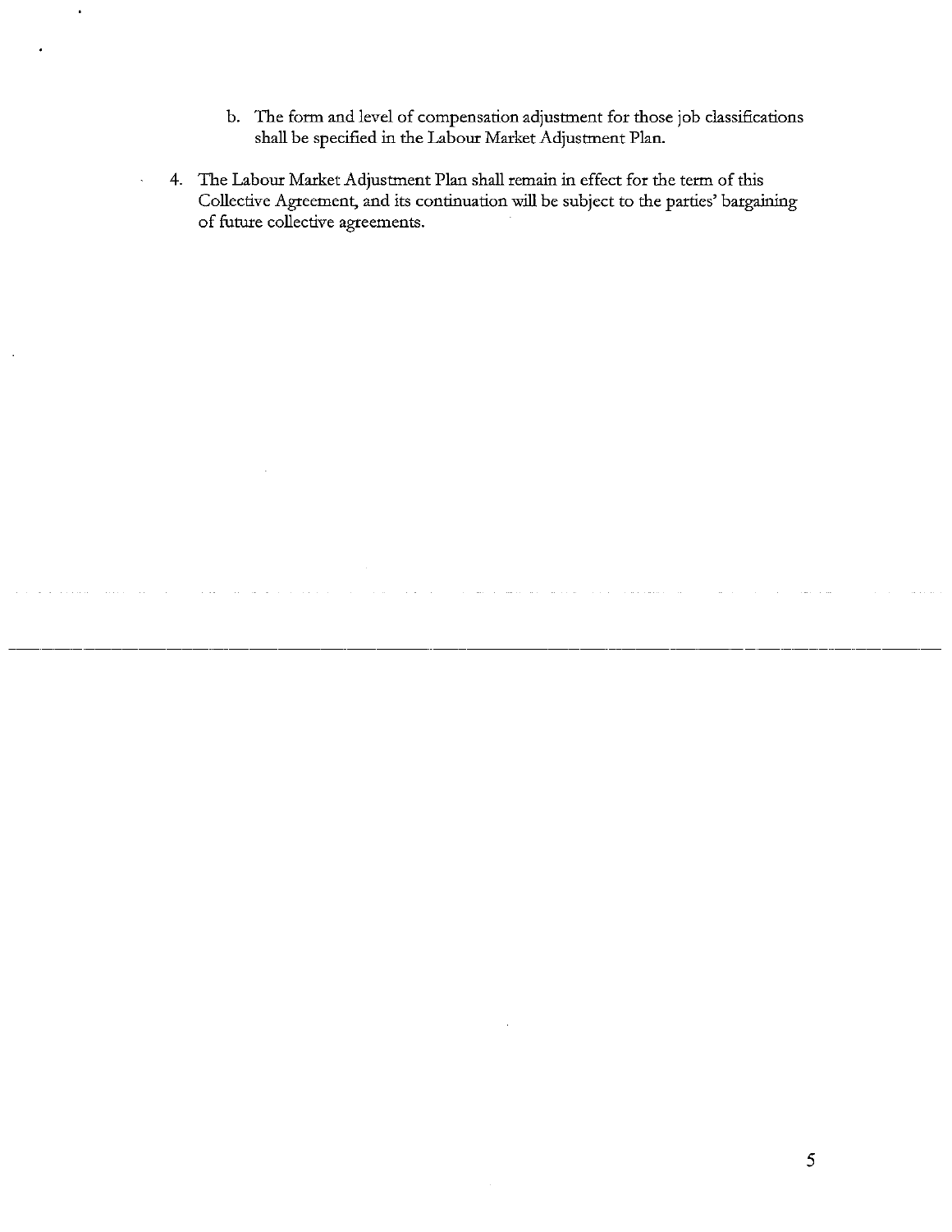b. The form and level of compensation adjustment for those job classifications shall be specified in the Labour Market Adjustment Plan.

4. The Labour Market Adjustment Plan shall remain in effect for the term of this Collective Agreement, and its continuation will be subject to the parties' bargaining of future collective agreements.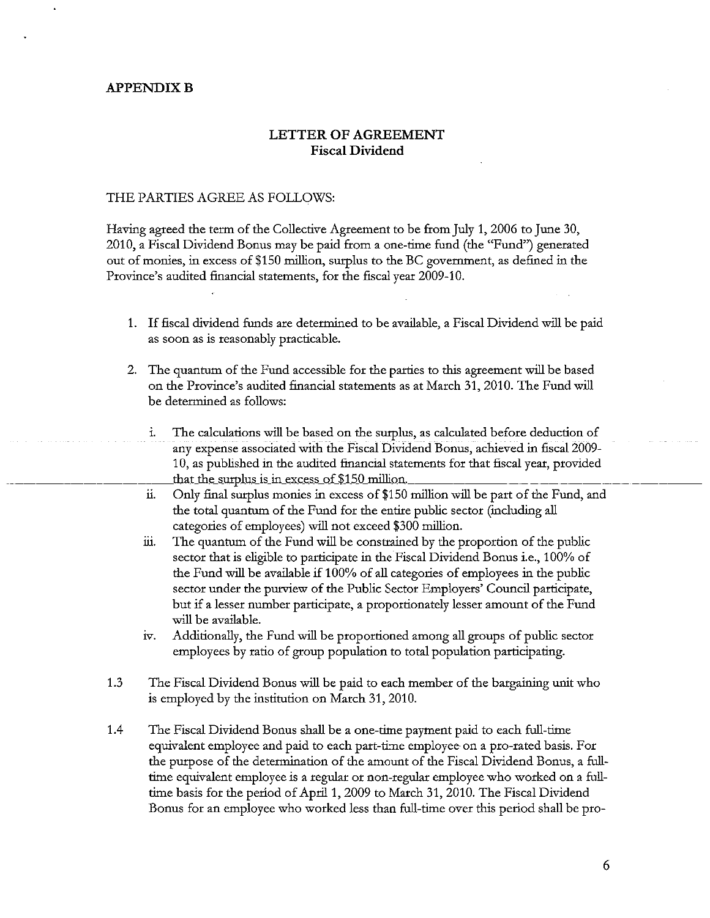## APPENDIX B

### LETTER OF AGREEMENT
### Fiscal Dividend

THE PARTIES AGREE AS FOLLOWS:

Having agreed the term of the Collective Agreement to be from July 1, 2006 to June 30, 2010, a Fiscal Dividend Bonus may be paid from a one-time fund (the "Fund") generated out of monies, in excess of $150 million, surplus to the BC government, as defined in the Province's audited financial statements, for the fiscal year 2009-10.

1. If fiscal dividend funds are determined to be available, a Fiscal Dividend will be paid as soon as is reasonably practicable.

2. The quantum of the Fund accessible for the parties to this agreement will be based on the Province's audited financial statements as at March 31, 2010. The Fund will be determined as follows:

   i. The calculations will be based on the surplus, as calculated before deduction of any expense associated with the Fiscal Dividend Bonus, achieved in fiscal 2009-10, as published in the audited financial statements for that fiscal year, provided that the surplus is in excess of $150 million.

   ii. Only final surplus monies in excess of $150 million will be part of the Fund, and the total quantum of the Fund for the entire public sector (including all categories of employees) will not exceed $300 million.

   iii. The quantum of the Fund will be constrained by the proportion of the public sector that is eligible to participate in the Fiscal Dividend Bonus i.e., 100% of the Fund will be available if 100% of all categories of employees in the public sector under the purview of the Public Sector Employers' Council participate, but if a lesser number participate, a proportionately lesser amount of the Fund will be available.

   iv. Additionally, the Fund will be proportioned among all groups of public sector employees by ratio of group population to total population participating.

1.3 The Fiscal Dividend Bonus will be paid to each member of the bargaining unit who is employed by the institution on March 31, 2010.

1.4 The Fiscal Dividend Bonus shall be a one-time payment paid to each full-time equivalent employee and paid to each part-time employee on a pro-rated basis. For the purpose of the determination of the amount of the Fiscal Dividend Bonus, a full-time equivalent employee is a regular or non-regular employee who worked on a full-time basis for the period of April 1, 2009 to March 31, 2010. The Fiscal Dividend Bonus for an employee who worked less than full-time over this period shall be pro-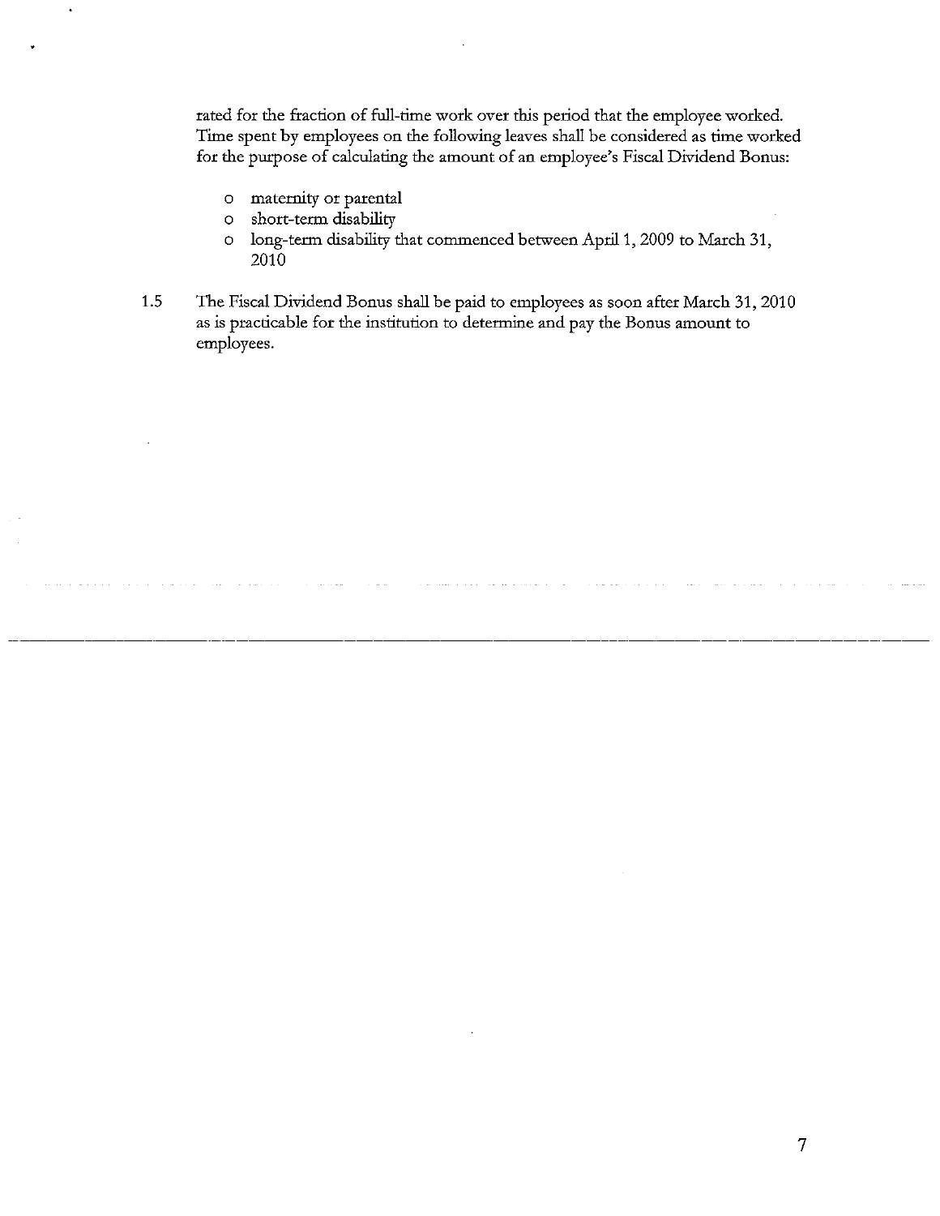rated for the fraction of full-time work over this period that the employee worked. Time spent by employees on the following leaves shall be considered as time worked for the purpose of calculating the amount of an employee's Fiscal Dividend Bonus:

- maternity or parental
- short-term disability
- long-term disability that commenced between April 1, 2009 to March 31, 2010

1.5 The Fiscal Dividend Bonus shall be paid to employees as soon after March 31, 2010 as is practicable for the institution to determine and pay the Bonus amount to employees.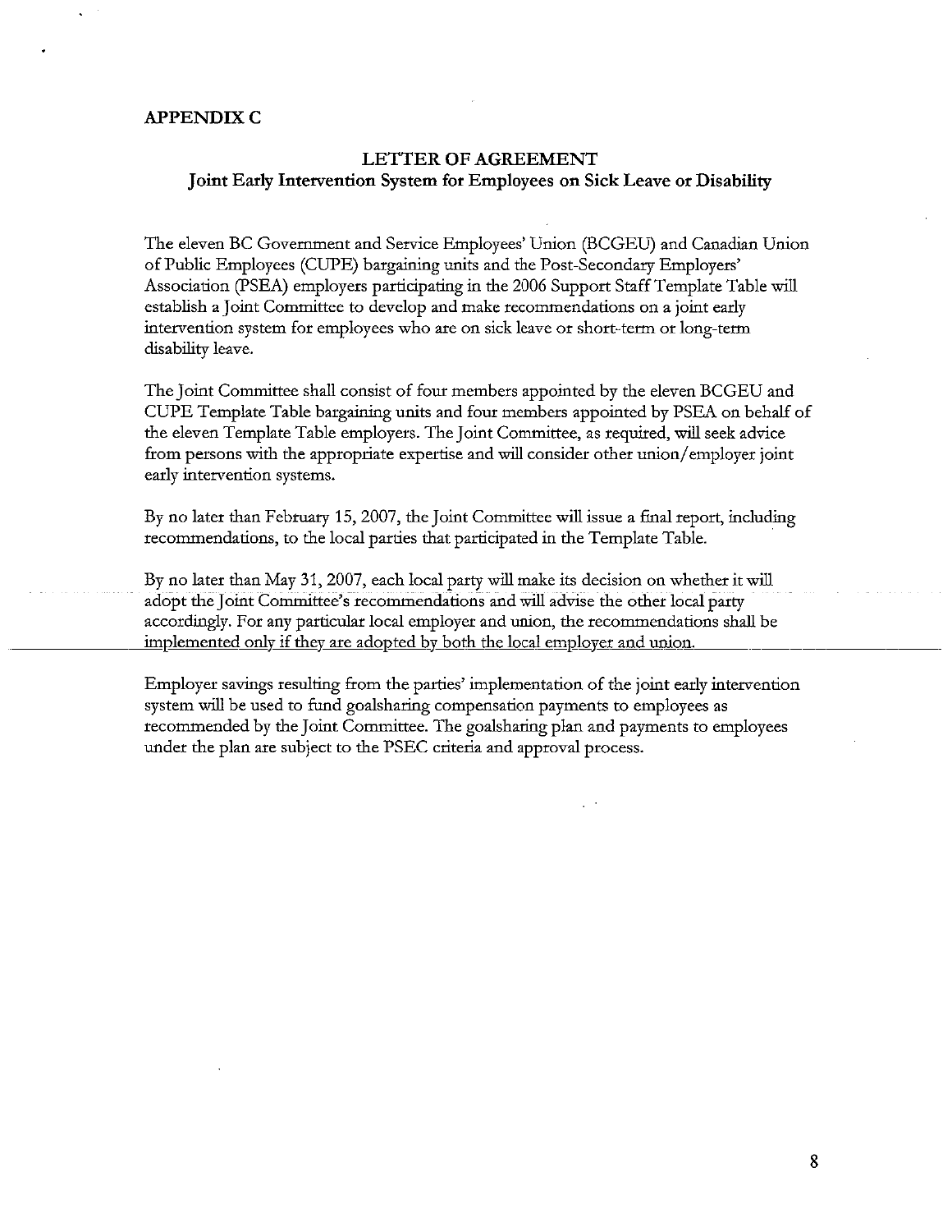## APPENDIX C

### LETTER OF AGREEMENT
### Joint Early Intervention System for Employees on Sick Leave or Disability

The eleven BC Government and Service Employees' Union (BCGEU) and Canadian Union of Public Employees (CUPE) bargaining units and the Post-Secondary Employers' Association (PSEA) employers participating in the 2006 Support Staff Template Table will establish a Joint Committee to develop and make recommendations on a joint early intervention system for employees who are on sick leave or short-term or long-term disability leave.

The Joint Committee shall consist of four members appointed by the eleven BCGEU and CUPE Template Table bargaining units and four members appointed by PSEA on behalf of the eleven Template Table employers. The Joint Committee, as required, will seek advice from persons with the appropriate expertise and will consider other union/employer joint early intervention systems.

By no later than February 15, 2007, the Joint Committee will issue a final report, including recommendations, to the local parties that participated in the Template Table.

By no later than May 31, 2007, each local party will make its decision on whether it will adopt the Joint Committee's recommendations and will advise the other local party accordingly. For any particular local employer and union, the recommendations shall be implemented only if they are adopted by both the local employer and union.

Employer savings resulting from the parties' implementation of the joint early intervention system will be used to fund goalsharing compensation payments to employees as recommended by the Joint Committee. The goalsharing plan and payments to employees under the plan are subject to the PSEC criteria and approval process.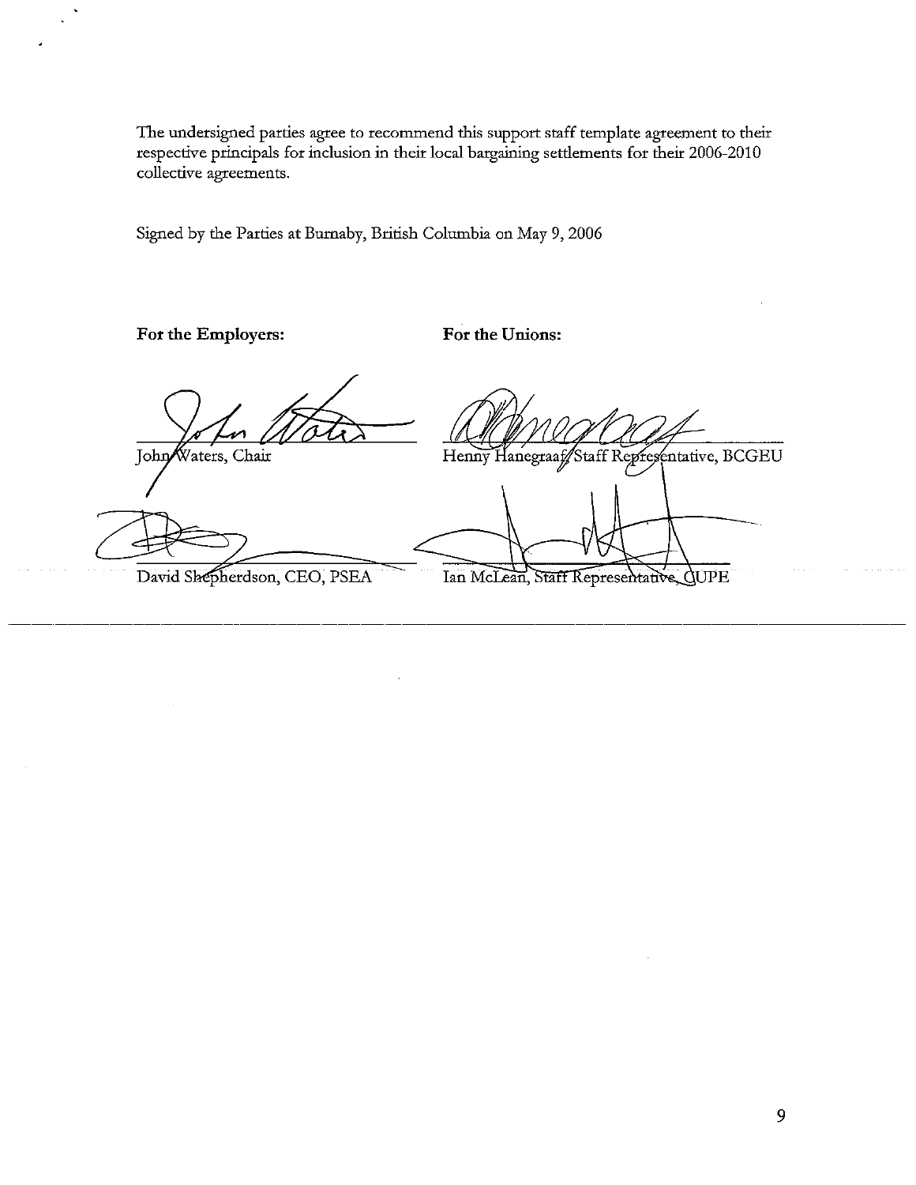The undersigned parties agree to recommend this support staff template agreement to their respective principals for inclusion in their local bargaining settlements for their 2006-2010 collective agreements.

Signed by the Parties at Burnaby, British Columbia on May 9, 2006

| **For the Employers:** | **For the Unions:** |
|---|---|
| John Waters, Chair | Henny Hanegraaf, Staff Representative, BCGEU |
| David Shepherdson, CEO, PSEA | Ian McLean, Staff Representative, CUPE |